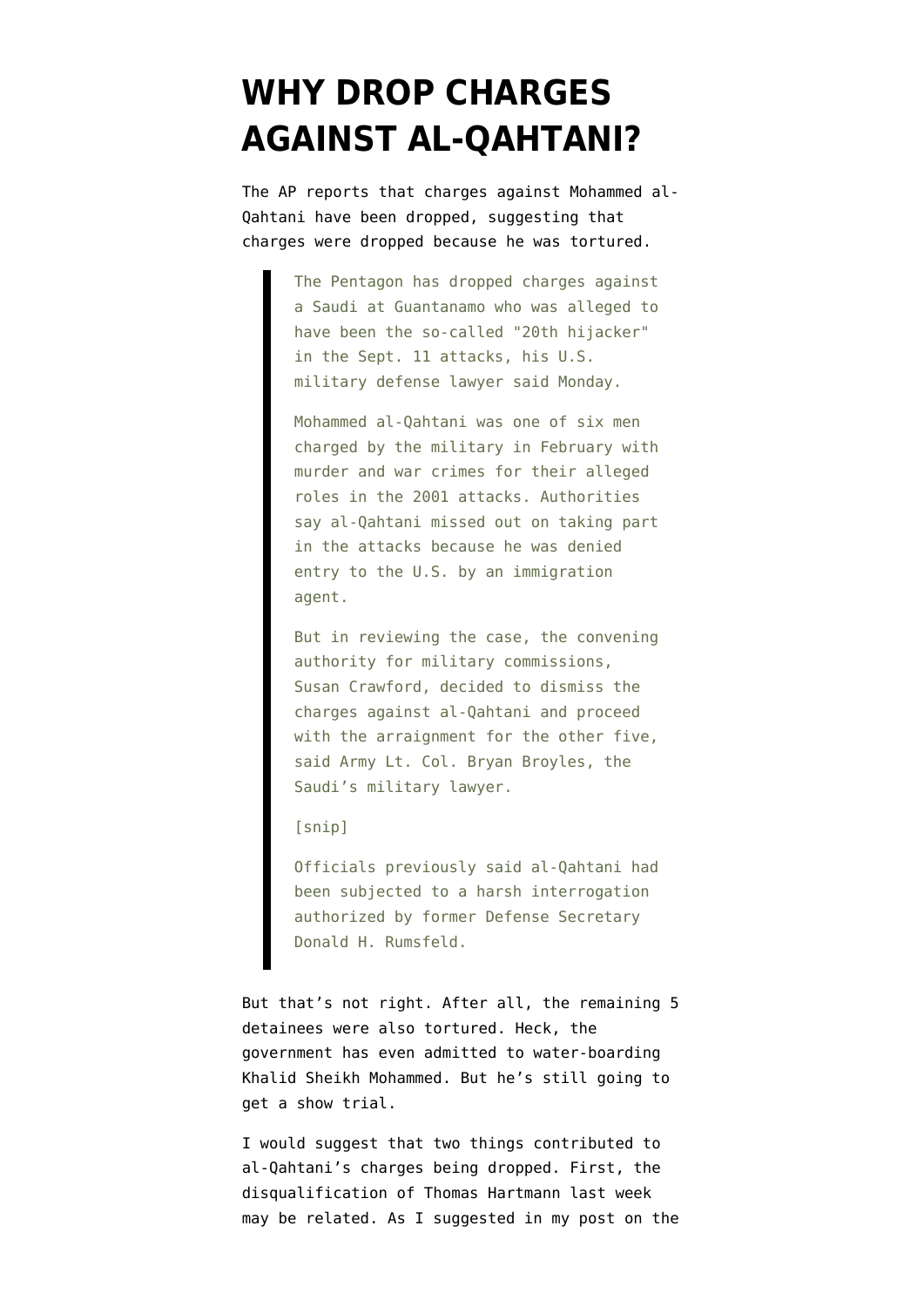# WHY DROP CHARGES AGAINST AL-QAHTANI?

The AP reports that charges against Mohammed al-Qahtani have been dropped, suggesting that charges were dropped because he was tortured.

> The Pentagon has dropped charges against a Saudi at Guantanamo who was alleged to have been the so-called "20th hijacker" in the Sept. 11 attacks, his U.S. military defense lawyer said Monday.
>
> Mohammed al-Qahtani was one of six men charged by the military in February with murder and war crimes for their alleged roles in the 2001 attacks. Authorities say al-Qahtani missed out on taking part in the attacks because he was denied entry to the U.S. by an immigration agent.
>
> But in reviewing the case, the convening authority for military commissions, Susan Crawford, decided to dismiss the charges against al-Qahtani and proceed with the arraignment for the other five, said Army Lt. Col. Bryan Broyles, the Saudi's military lawyer.
>
> [snip]
>
> Officials previously said al-Qahtani had been subjected to a harsh interrogation authorized by former Defense Secretary Donald H. Rumsfeld.

But that's not right. After all, the remaining 5 detainees were also tortured. Heck, the government has even admitted to water-boarding Khalid Sheikh Mohammed. But he's still going to get a show trial.

I would suggest that two things contributed to al-Qahtani's charges being dropped. First, the disqualification of Thomas Hartmann last week may be related. As I suggested in my post on the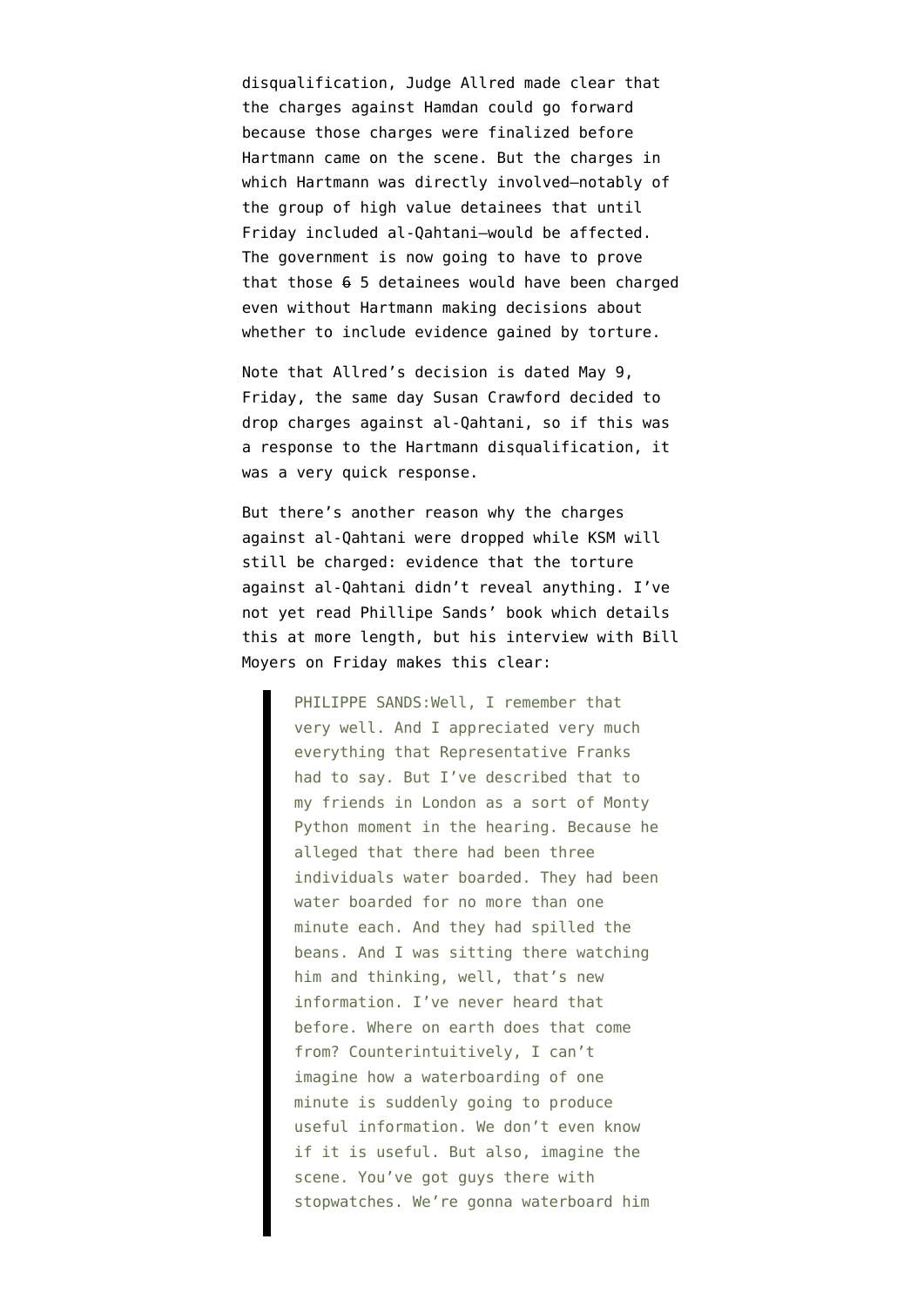disqualification, Judge Allred made clear that the charges against Hamdan could go forward because those charges were finalized before Hartmann came on the scene. But the charges in which Hartmann was directly involved–notably of the group of high value detainees that until Friday included al-Qahtani–would be affected. The government is now going to have to prove that those ~~6~~ 5 detainees would have been charged even without Hartmann making decisions about whether to include evidence gained by torture.

Note that Allred's decision is dated May 9, Friday, the same day Susan Crawford decided to drop charges against al-Qahtani, so if this was a response to the Hartmann disqualification, it was a very quick response.

But there's another reason why the charges against al-Qahtani were dropped while KSM will still be charged: evidence that the torture against al-Qahtani didn't reveal anything. I've not yet read Phillipe Sands' book which details this at more length, but his interview with Bill Moyers on Friday makes this clear:

> PHILIPPE SANDS:Well, I remember that very well. And I appreciated very much everything that Representative Franks had to say. But I've described that to my friends in London as a sort of Monty Python moment in the hearing. Because he alleged that there had been three individuals water boarded. They had been water boarded for no more than one minute each. And they had spilled the beans. And I was sitting there watching him and thinking, well, that's new information. I've never heard that before. Where on earth does that come from? Counterintuitively, I can't imagine how a waterboarding of one minute is suddenly going to produce useful information. We don't even know if it is useful. But also, imagine the scene. You've got guys there with stopwatches. We're gonna waterboard him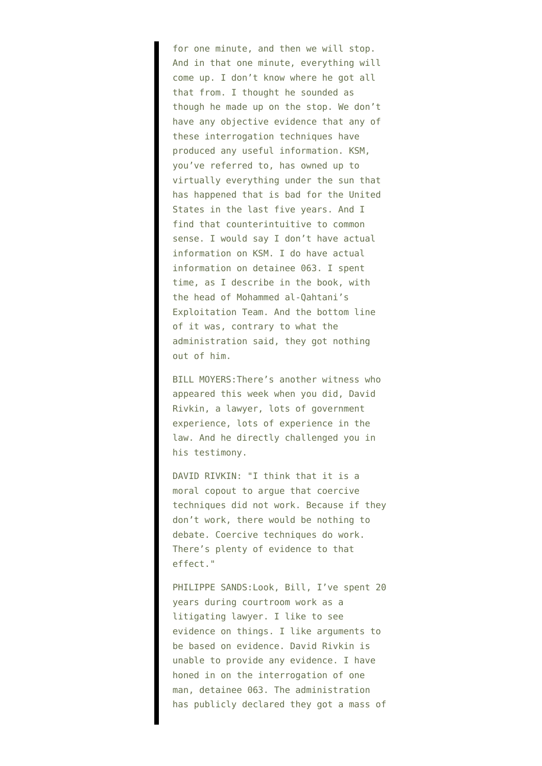for one minute, and then we will stop. And in that one minute, everything will come up. I don't know where he got all that from. I thought he sounded as though he made up on the stop. We don't have any objective evidence that any of these interrogation techniques have produced any useful information. KSM, you've referred to, has owned up to virtually everything under the sun that has happened that is bad for the United States in the last five years. And I find that counterintuitive to common sense. I would say I don't have actual information on KSM. I do have actual information on detainee 063. I spent time, as I describe in the book, with the head of Mohammed al-Qahtani's Exploitation Team. And the bottom line of it was, contrary to what the administration said, they got nothing out of him.

BILL MOYERS:There's another witness who appeared this week when you did, David Rivkin, a lawyer, lots of government experience, lots of experience in the law. And he directly challenged you in his testimony.

DAVID RIVKIN: "I think that it is a moral copout to argue that coercive techniques did not work. Because if they don't work, there would be nothing to debate. Coercive techniques do work. There's plenty of evidence to that effect."

PHILIPPE SANDS:Look, Bill, I've spent 20 years during courtroom work as a litigating lawyer. I like to see evidence on things. I like arguments to be based on evidence. David Rivkin is unable to provide any evidence. I have honed in on the interrogation of one man, detainee 063. The administration has publicly declared they got a mass of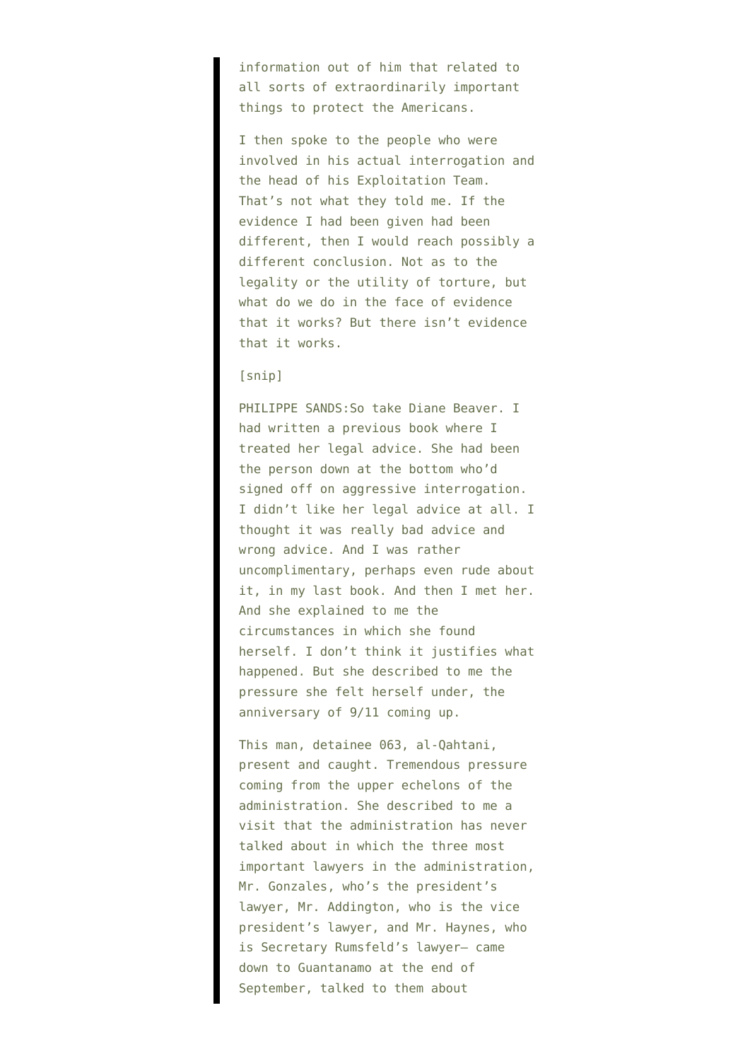> information out of him that related to all sorts of extraordinarily important things to protect the Americans.
>
> I then spoke to the people who were involved in his actual interrogation and the head of his Exploitation Team. That's not what they told me. If the evidence I had been given had been different, then I would reach possibly a different conclusion. Not as to the legality or the utility of torture, but what do we do in the face of evidence that it works? But there isn't evidence that it works.
>
> [snip]
>
> PHILIPPE SANDS:So take Diane Beaver. I had written a previous book where I treated her legal advice. She had been the person down at the bottom who'd signed off on aggressive interrogation. I didn't like her legal advice at all. I thought it was really bad advice and wrong advice. And I was rather uncomplimentary, perhaps even rude about it, in my last book. And then I met her. And she explained to me the circumstances in which she found herself. I don't think it justifies what happened. But she described to me the pressure she felt herself under, the anniversary of 9/11 coming up.
>
> This man, detainee 063, al-Qahtani, present and caught. Tremendous pressure coming from the upper echelons of the administration. She described to me a visit that the administration has never talked about in which the three most important lawyers in the administration, Mr. Gonzales, who's the president's lawyer, Mr. Addington, who is the vice president's lawyer, and Mr. Haynes, who is Secretary Rumsfeld's lawyer— came down to Guantanamo at the end of September, talked to them about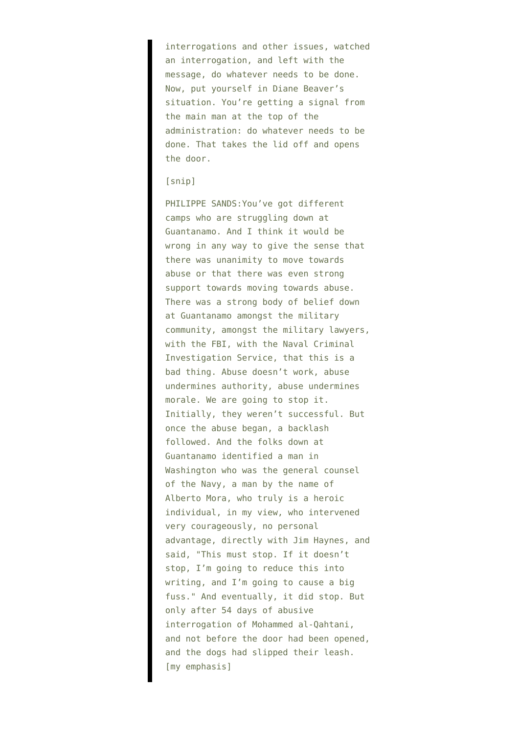> interrogations and other issues, watched an interrogation, and left with the message, do whatever needs to be done. Now, put yourself in Diane Beaver's situation. You're getting a signal from the main man at the top of the administration: do whatever needs to be done. That takes the lid off and opens the door.
>
> [snip]
>
> PHILIPPE SANDS:You've got different camps who are struggling down at Guantanamo. And I think it would be wrong in any way to give the sense that there was unanimity to move towards abuse or that there was even strong support towards moving towards abuse. There was a strong body of belief down at Guantanamo amongst the military community, amongst the military lawyers, with the FBI, with the Naval Criminal Investigation Service, that this is a bad thing. Abuse doesn't work, abuse undermines authority, abuse undermines morale. We are going to stop it. Initially, they weren't successful. But once the abuse began, a backlash followed. And the folks down at Guantanamo identified a man in Washington who was the general counsel of the Navy, a man by the name of Alberto Mora, who truly is a heroic individual, in my view, who intervened very courageously, no personal advantage, directly with Jim Haynes, and said, "This must stop. If it doesn't stop, I'm going to reduce this into writing, and I'm going to cause a big fuss." And eventually, it did stop. But only after 54 days of abusive interrogation of Mohammed al-Qahtani, and not before the door had been opened, and the dogs had slipped their leash. [my emphasis]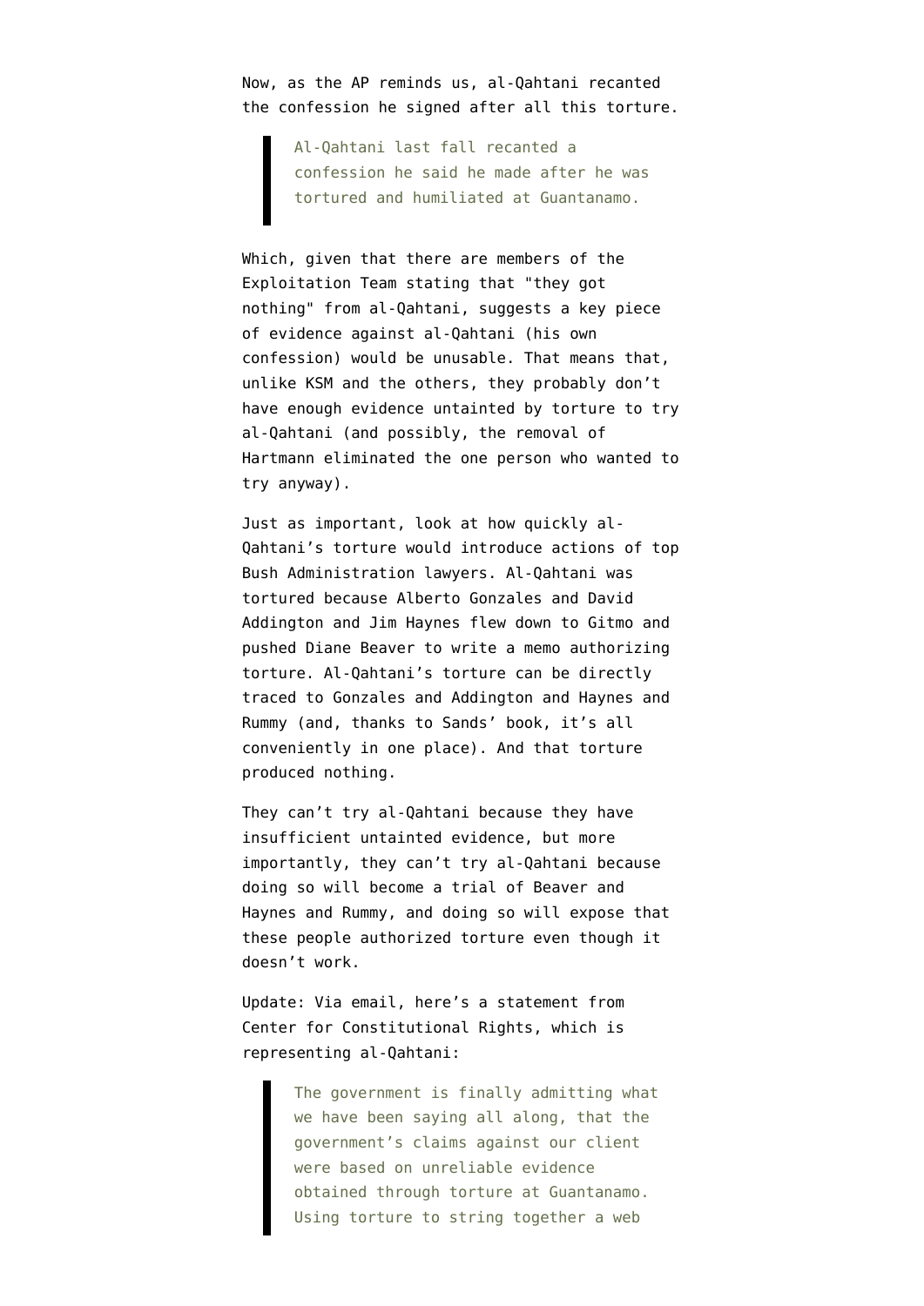Now, as the AP reminds us, al-Qahtani recanted the confession he signed after all this torture.

> Al-Qahtani last fall recanted a confession he said he made after he was tortured and humiliated at Guantanamo.

Which, given that there are members of the Exploitation Team stating that "they got nothing" from al-Qahtani, suggests a key piece of evidence against al-Qahtani (his own confession) would be unusable. That means that, unlike KSM and the others, they probably don't have enough evidence untainted by torture to try al-Qahtani (and possibly, the removal of Hartmann eliminated the one person who wanted to try anyway).

Just as important, look at how quickly al-Qahtani's torture would introduce actions of top Bush Administration lawyers. Al-Qahtani was tortured because Alberto Gonzales and David Addington and Jim Haynes flew down to Gitmo and pushed Diane Beaver to write a memo authorizing torture. Al-Qahtani's torture can be directly traced to Gonzales and Addington and Haynes and Rummy (and, thanks to Sands' book, it's all conveniently in one place). And that torture produced nothing.

They can't try al-Qahtani because they have insufficient untainted evidence, but more importantly, they can't try al-Qahtani because doing so will become a trial of Beaver and Haynes and Rummy, and doing so will expose that these people authorized torture even though it doesn't work.

Update: Via email, here's a statement from Center for Constitutional Rights, which is representing al-Qahtani:

> The government is finally admitting what we have been saying all along, that the government's claims against our client were based on unreliable evidence obtained through torture at Guantanamo. Using torture to string together a web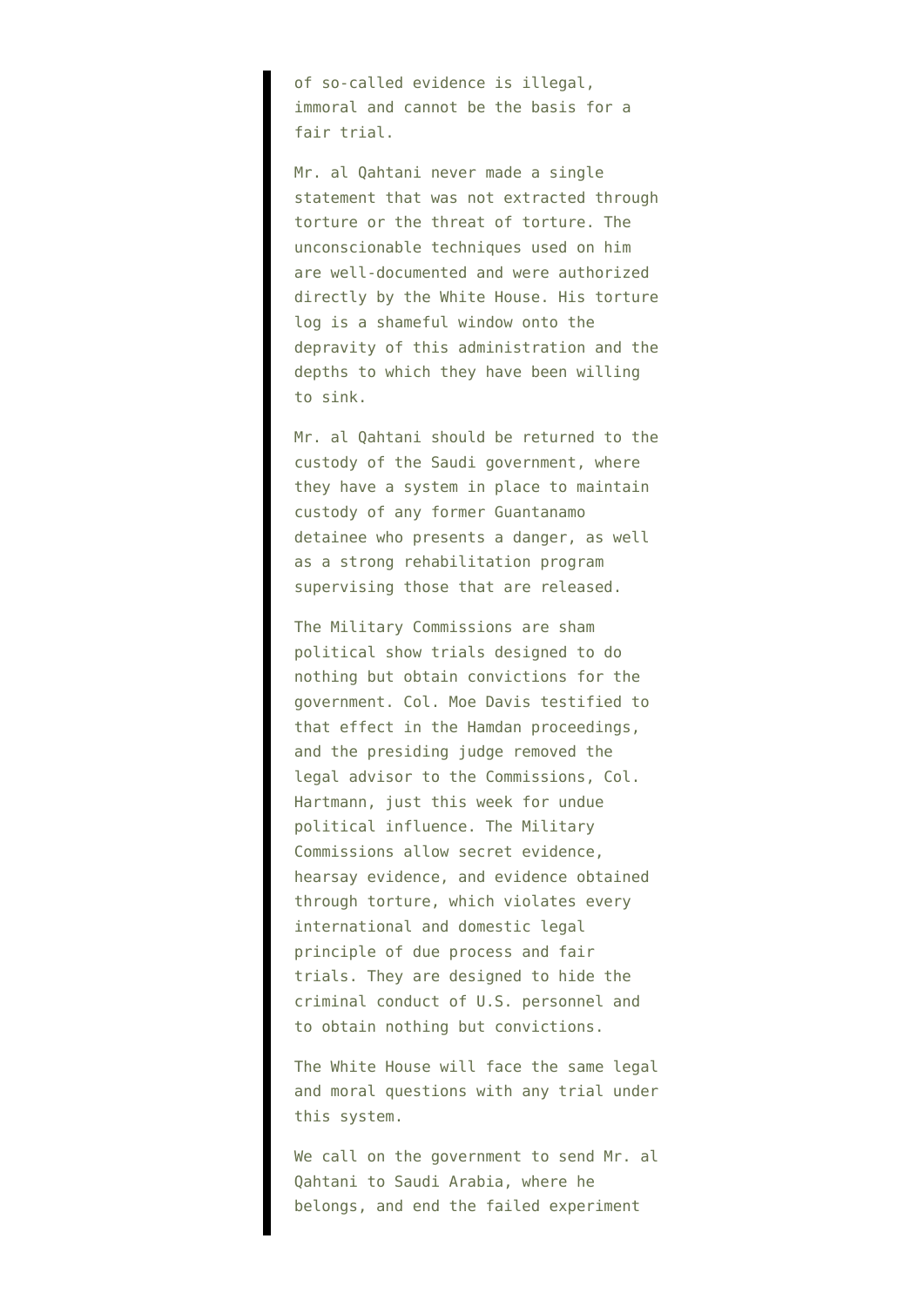> of so-called evidence is illegal, immoral and cannot be the basis for a fair trial.
>
> Mr. al Qahtani never made a single statement that was not extracted through torture or the threat of torture. The unconscionable techniques used on him are well-documented and were authorized directly by the White House. His torture log is a shameful window onto the depravity of this administration and the depths to which they have been willing to sink.
>
> Mr. al Qahtani should be returned to the custody of the Saudi government, where they have a system in place to maintain custody of any former Guantanamo detainee who presents a danger, as well as a strong rehabilitation program supervising those that are released.
>
> The Military Commissions are sham political show trials designed to do nothing but obtain convictions for the government. Col. Moe Davis testified to that effect in the Hamdan proceedings, and the presiding judge removed the legal advisor to the Commissions, Col. Hartmann, just this week for undue political influence. The Military Commissions allow secret evidence, hearsay evidence, and evidence obtained through torture, which violates every international and domestic legal principle of due process and fair trials. They are designed to hide the criminal conduct of U.S. personnel and to obtain nothing but convictions.
>
> The White House will face the same legal and moral questions with any trial under this system.
>
> We call on the government to send Mr. al Qahtani to Saudi Arabia, where he belongs, and end the failed experiment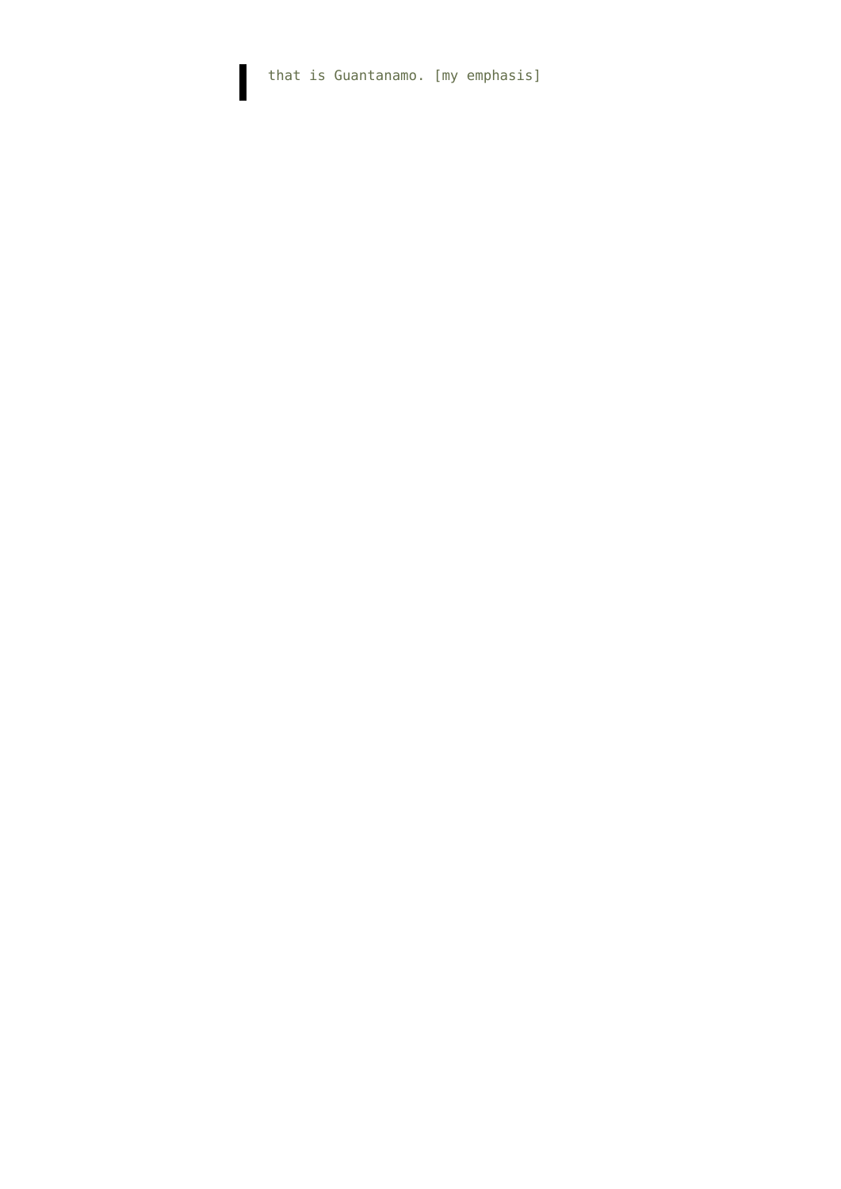> that is Guantanamo. [my emphasis]